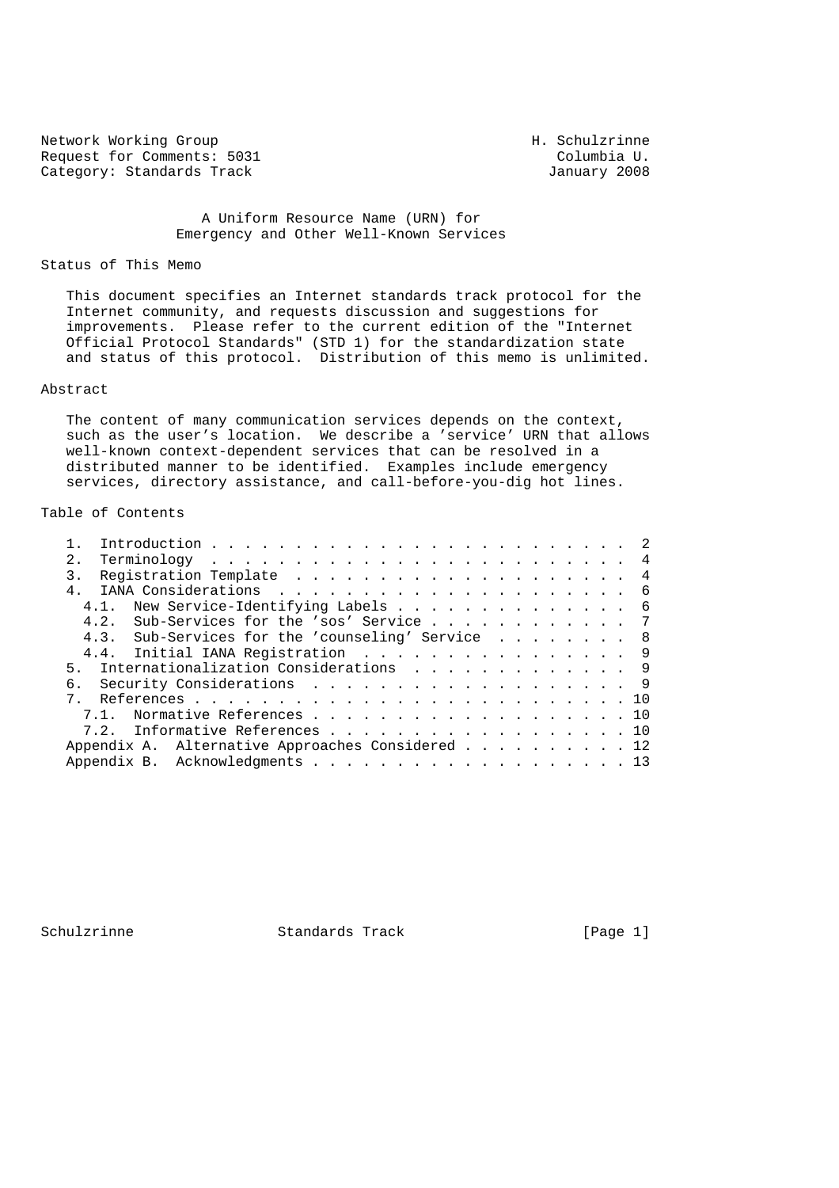Network Working Group H. Schulzrinne
Request for Comments: 5031 Columbia U.
Category: Standards Track January 2008

# A Uniform Resource Name (URN) for Emergency and Other Well-Known Services

## Status of This Memo

This document specifies an Internet standards track protocol for the Internet community, and requests discussion and suggestions for improvements. Please refer to the current edition of the "Internet Official Protocol Standards" (STD 1) for the standardization state and status of this protocol. Distribution of this memo is unlimited.

## Abstract

The content of many communication services depends on the context, such as the user's location. We describe a 'service' URN that allows well-known context-dependent services that can be resolved in a distributed manner to be identified. Examples include emergency services, directory assistance, and call-before-you-dig hot lines.

## Table of Contents

```
   1.  Introduction . . . . . . . . . . . . . . . . . . . . . . . .  2
   2.  Terminology  . . . . . . . . . . . . . . . . . . . . . . . .  4
   3.  Registration Template  . . . . . . . . . . . . . . . . . . .  4
   4.  IANA Considerations  . . . . . . . . . . . . . . . . . . . .  6
     4.1.  New Service-Identifying Labels . . . . . . . . . . . . .  6
     4.2.  Sub-Services for the 'sos' Service . . . . . . . . . . .  7
     4.3.  Sub-Services for the 'counseling' Service  . . . . . . .  8
     4.4.  Initial IANA Registration  . . . . . . . . . . . . . . .  9
   5.  Internationalization Considerations  . . . . . . . . . . . .  9
   6.  Security Considerations  . . . . . . . . . . . . . . . . . .  9
   7.  References . . . . . . . . . . . . . . . . . . . . . . . . . 10
     7.1.  Normative References . . . . . . . . . . . . . . . . . . 10
     7.2.  Informative References . . . . . . . . . . . . . . . . . 10
   Appendix A.  Alternative Approaches Considered . . . . . . . . . . 12
   Appendix B.  Acknowledgments . . . . . . . . . . . . . . . . . . . 13
```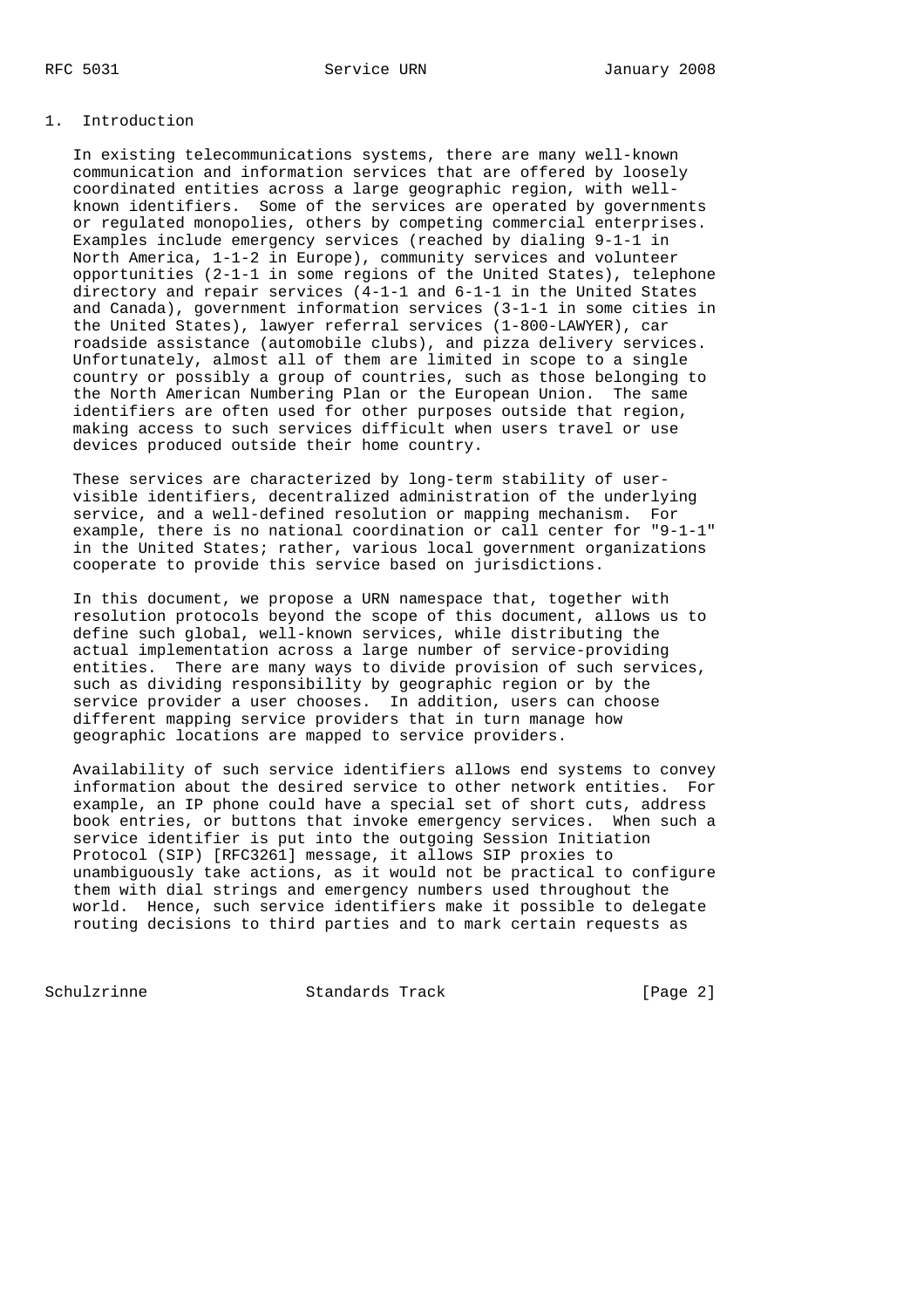## 1. Introduction

In existing telecommunications systems, there are many well-known communication and information services that are offered by loosely coordinated entities across a large geographic region, with well-known identifiers. Some of the services are operated by governments or regulated monopolies, others by competing commercial enterprises. Examples include emergency services (reached by dialing 9-1-1 in North America, 1-1-2 in Europe), community services and volunteer opportunities (2-1-1 in some regions of the United States), telephone directory and repair services (4-1-1 and 6-1-1 in the United States and Canada), government information services (3-1-1 in some cities in the United States), lawyer referral services (1-800-LAWYER), car roadside assistance (automobile clubs), and pizza delivery services. Unfortunately, almost all of them are limited in scope to a single country or possibly a group of countries, such as those belonging to the North American Numbering Plan or the European Union. The same identifiers are often used for other purposes outside that region, making access to such services difficult when users travel or use devices produced outside their home country.

These services are characterized by long-term stability of user-visible identifiers, decentralized administration of the underlying service, and a well-defined resolution or mapping mechanism. For example, there is no national coordination or call center for "9-1-1" in the United States; rather, various local government organizations cooperate to provide this service based on jurisdictions.

In this document, we propose a URN namespace that, together with resolution protocols beyond the scope of this document, allows us to define such global, well-known services, while distributing the actual implementation across a large number of service-providing entities. There are many ways to divide provision of such services, such as dividing responsibility by geographic region or by the service provider a user chooses. In addition, users can choose different mapping service providers that in turn manage how geographic locations are mapped to service providers.

Availability of such service identifiers allows end systems to convey information about the desired service to other network entities. For example, an IP phone could have a special set of short cuts, address book entries, or buttons that invoke emergency services. When such a service identifier is put into the outgoing Session Initiation Protocol (SIP) [RFC3261] message, it allows SIP proxies to unambiguously take actions, as it would not be practical to configure them with dial strings and emergency numbers used throughout the world. Hence, such service identifiers make it possible to delegate routing decisions to third parties and to mark certain requests as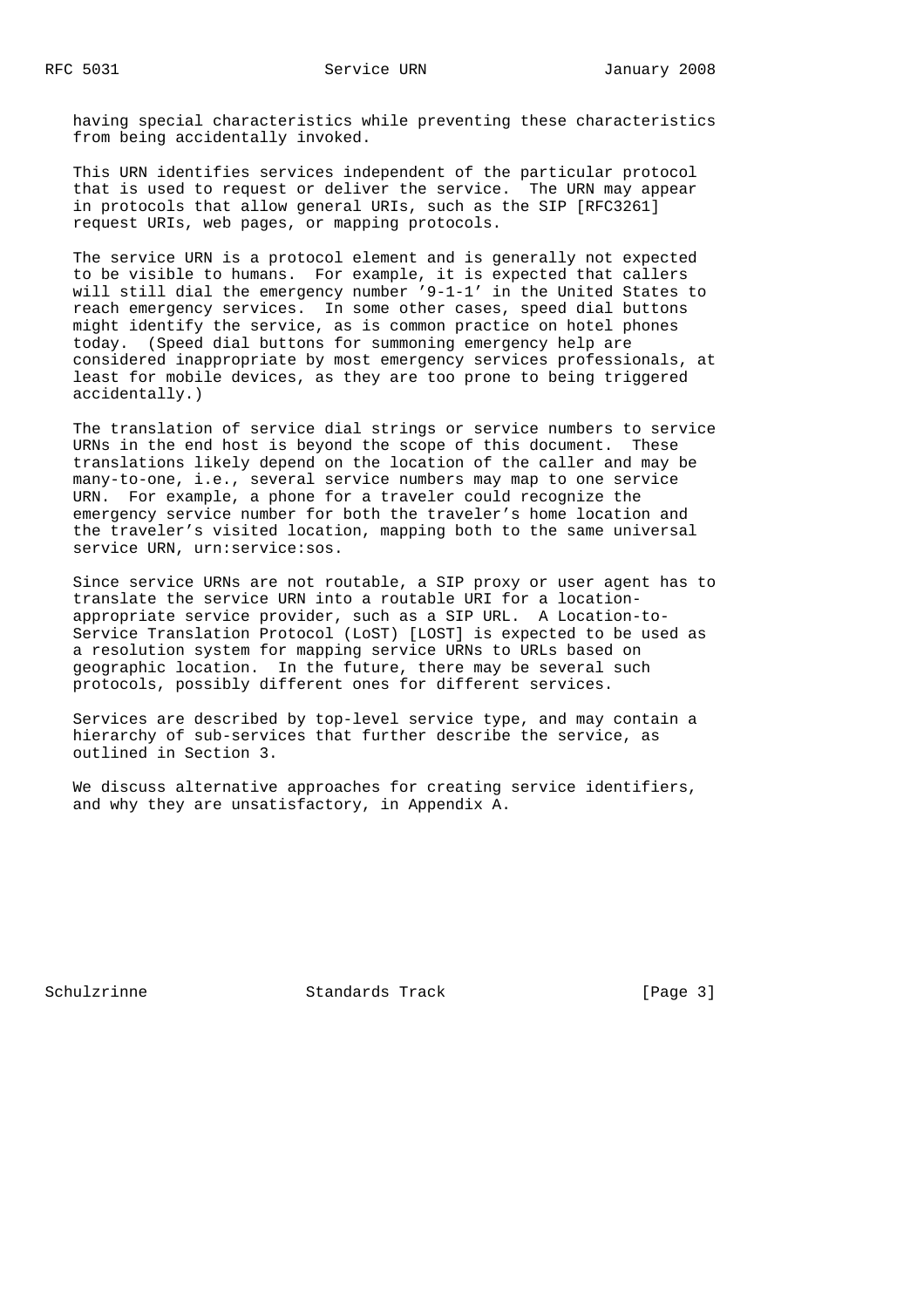having special characteristics while preventing these characteristics from being accidentally invoked.

This URN identifies services independent of the particular protocol that is used to request or deliver the service. The URN may appear in protocols that allow general URIs, such as the SIP [RFC3261] request URIs, web pages, or mapping protocols.

The service URN is a protocol element and is generally not expected to be visible to humans. For example, it is expected that callers will still dial the emergency number '9-1-1' in the United States to reach emergency services. In some other cases, speed dial buttons might identify the service, as is common practice on hotel phones today. (Speed dial buttons for summoning emergency help are considered inappropriate by most emergency services professionals, at least for mobile devices, as they are too prone to being triggered accidentally.)

The translation of service dial strings or service numbers to service URNs in the end host is beyond the scope of this document. These translations likely depend on the location of the caller and may be many-to-one, i.e., several service numbers may map to one service URN. For example, a phone for a traveler could recognize the emergency service number for both the traveler's home location and the traveler's visited location, mapping both to the same universal service URN, urn:service:sos.

Since service URNs are not routable, a SIP proxy or user agent has to translate the service URN into a routable URI for a location-appropriate service provider, such as a SIP URL. A Location-to-Service Translation Protocol (LoST) [LOST] is expected to be used as a resolution system for mapping service URNs to URLs based on geographic location. In the future, there may be several such protocols, possibly different ones for different services.

Services are described by top-level service type, and may contain a hierarchy of sub-services that further describe the service, as outlined in Section 3.

We discuss alternative approaches for creating service identifiers, and why they are unsatisfactory, in Appendix A.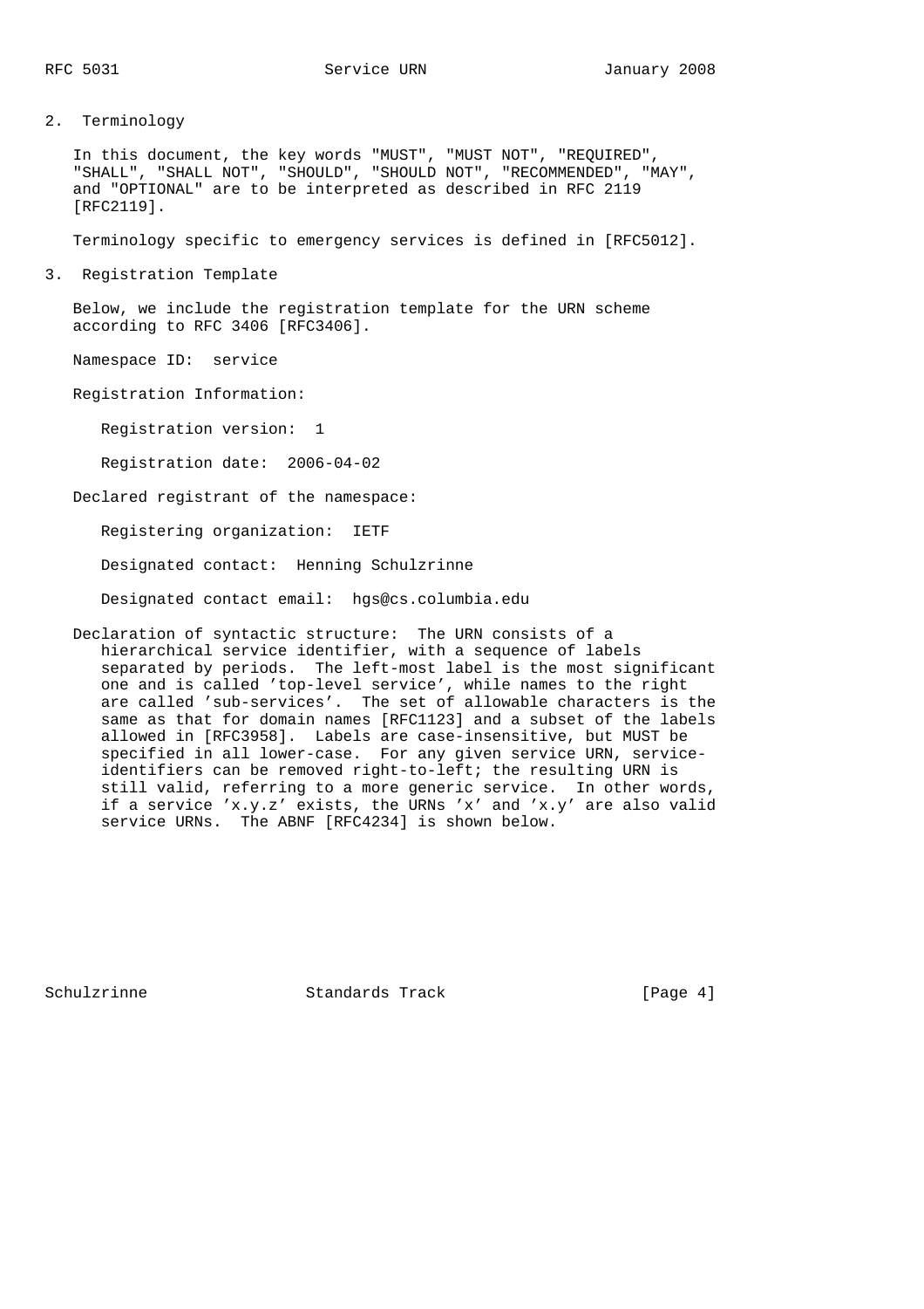## 2. Terminology

In this document, the key words "MUST", "MUST NOT", "REQUIRED", "SHALL", "SHALL NOT", "SHOULD", "SHOULD NOT", "RECOMMENDED", "MAY", and "OPTIONAL" are to be interpreted as described in RFC 2119 [RFC2119].

Terminology specific to emergency services is defined in [RFC5012].

## 3. Registration Template

Below, we include the registration template for the URN scheme according to RFC 3406 [RFC3406].

Namespace ID: service

Registration Information:

Registration version: 1

Registration date: 2006-04-02

Declared registrant of the namespace:

Registering organization: IETF

Designated contact: Henning Schulzrinne

Designated contact email: hgs@cs.columbia.edu

Declaration of syntactic structure: The URN consists of a hierarchical service identifier, with a sequence of labels separated by periods. The left-most label is the most significant one and is called 'top-level service', while names to the right are called 'sub-services'. The set of allowable characters is the same as that for domain names [RFC1123] and a subset of the labels allowed in [RFC3958]. Labels are case-insensitive, but MUST be specified in all lower-case. For any given service URN, service-identifiers can be removed right-to-left; the resulting URN is still valid, referring to a more generic service. In other words, if a service 'x.y.z' exists, the URNs 'x' and 'x.y' are also valid service URNs. The ABNF [RFC4234] is shown below.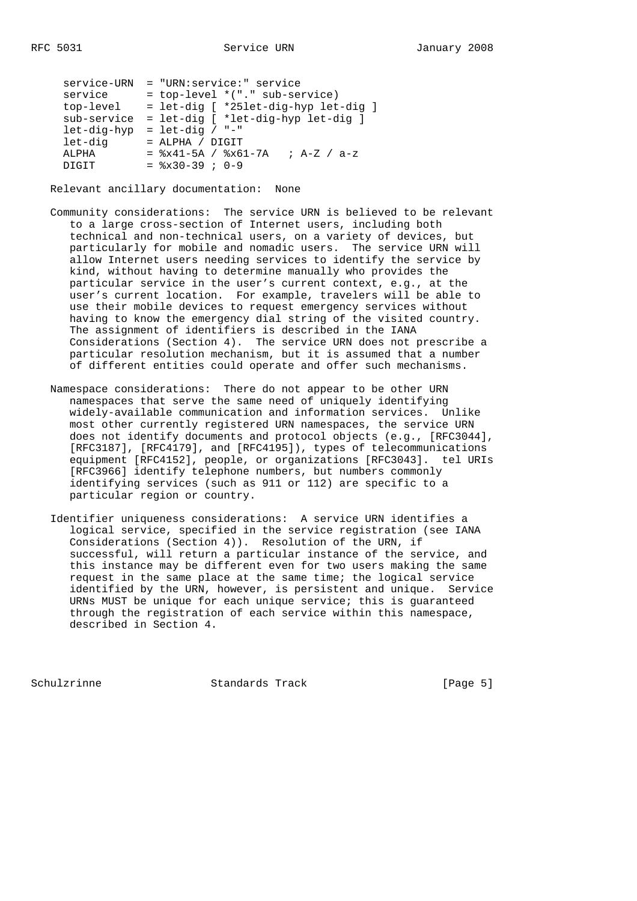```
service-URN  = "URN:service:" service
service      = top-level *("." sub-service)
top-level    = let-dig [ *25let-dig-hyp let-dig ]
sub-service  = let-dig [ *let-dig-hyp let-dig ]
let-dig-hyp  = let-dig / "-"
let-dig      = ALPHA / DIGIT
ALPHA        = %x41-5A / %x61-7A   ; A-Z / a-z
DIGIT        = %x30-39 ; 0-9
```

Relevant ancillary documentation: None

Community considerations: The service URN is believed to be relevant to a large cross-section of Internet users, including both technical and non-technical users, on a variety of devices, but particularly for mobile and nomadic users. The service URN will allow Internet users needing services to identify the service by kind, without having to determine manually who provides the particular service in the user's current context, e.g., at the user's current location. For example, travelers will be able to use their mobile devices to request emergency services without having to know the emergency dial string of the visited country. The assignment of identifiers is described in the IANA Considerations (Section 4). The service URN does not prescribe a particular resolution mechanism, but it is assumed that a number of different entities could operate and offer such mechanisms.

Namespace considerations: There do not appear to be other URN namespaces that serve the same need of uniquely identifying widely-available communication and information services. Unlike most other currently registered URN namespaces, the service URN does not identify documents and protocol objects (e.g., [RFC3044], [RFC3187], [RFC4179], and [RFC4195]), types of telecommunications equipment [RFC4152], people, or organizations [RFC3043]. tel URIs [RFC3966] identify telephone numbers, but numbers commonly identifying services (such as 911 or 112) are specific to a particular region or country.

Identifier uniqueness considerations: A service URN identifies a logical service, specified in the service registration (see IANA Considerations (Section 4)). Resolution of the URN, if successful, will return a particular instance of the service, and this instance may be different even for two users making the same request in the same place at the same time; the logical service identified by the URN, however, is persistent and unique. Service URNs MUST be unique for each unique service; this is guaranteed through the registration of each service within this namespace, described in Section 4.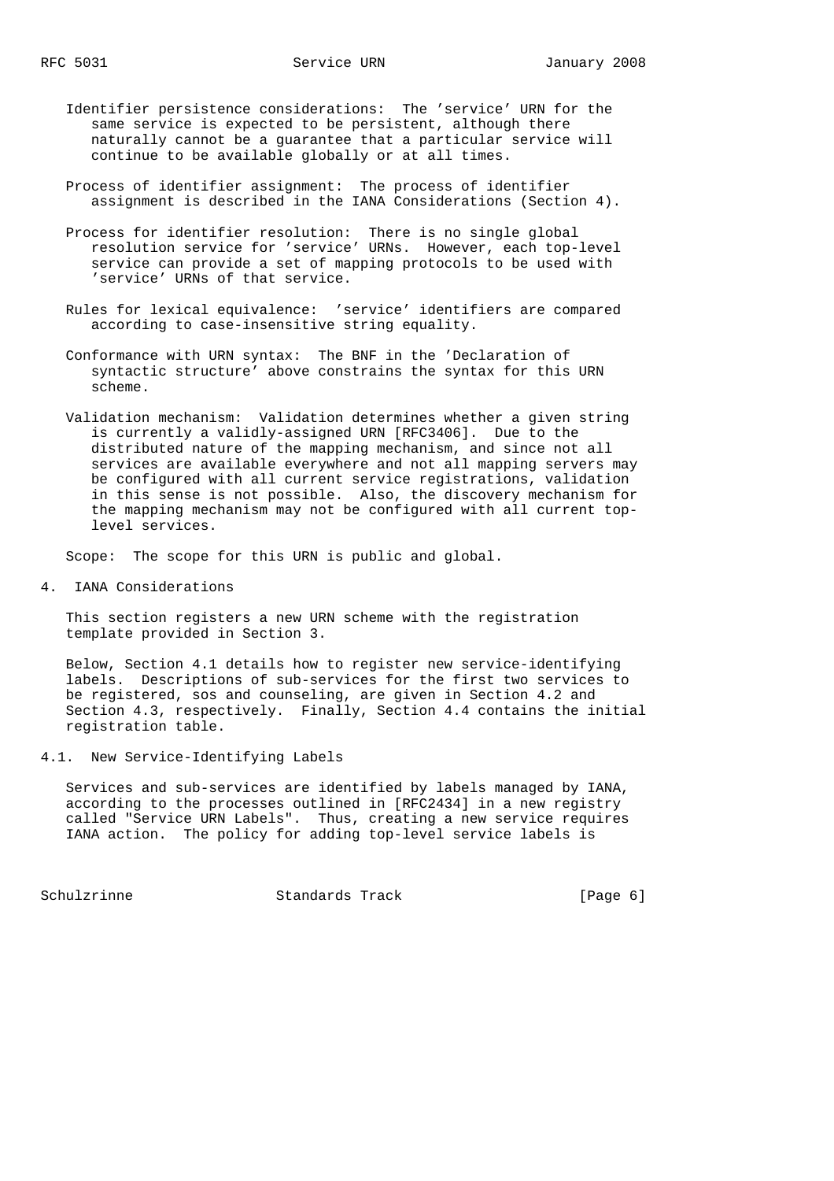Identifier persistence considerations: The 'service' URN for the same service is expected to be persistent, although there naturally cannot be a guarantee that a particular service will continue to be available globally or at all times.

Process of identifier assignment: The process of identifier assignment is described in the IANA Considerations (Section 4).

Process for identifier resolution: There is no single global resolution service for 'service' URNs. However, each top-level service can provide a set of mapping protocols to be used with 'service' URNs of that service.

Rules for lexical equivalence: 'service' identifiers are compared according to case-insensitive string equality.

Conformance with URN syntax: The BNF in the 'Declaration of syntactic structure' above constrains the syntax for this URN scheme.

Validation mechanism: Validation determines whether a given string is currently a validly-assigned URN [RFC3406]. Due to the distributed nature of the mapping mechanism, and since not all services are available everywhere and not all mapping servers may be configured with all current service registrations, validation in this sense is not possible. Also, the discovery mechanism for the mapping mechanism may not be configured with all current top-level services.

Scope: The scope for this URN is public and global.

## 4. IANA Considerations

This section registers a new URN scheme with the registration template provided in Section 3.

Below, Section 4.1 details how to register new service-identifying labels. Descriptions of sub-services for the first two services to be registered, sos and counseling, are given in Section 4.2 and Section 4.3, respectively. Finally, Section 4.4 contains the initial registration table.

### 4.1. New Service-Identifying Labels

Services and sub-services are identified by labels managed by IANA, according to the processes outlined in [RFC2434] in a new registry called "Service URN Labels". Thus, creating a new service requires IANA action. The policy for adding top-level service labels is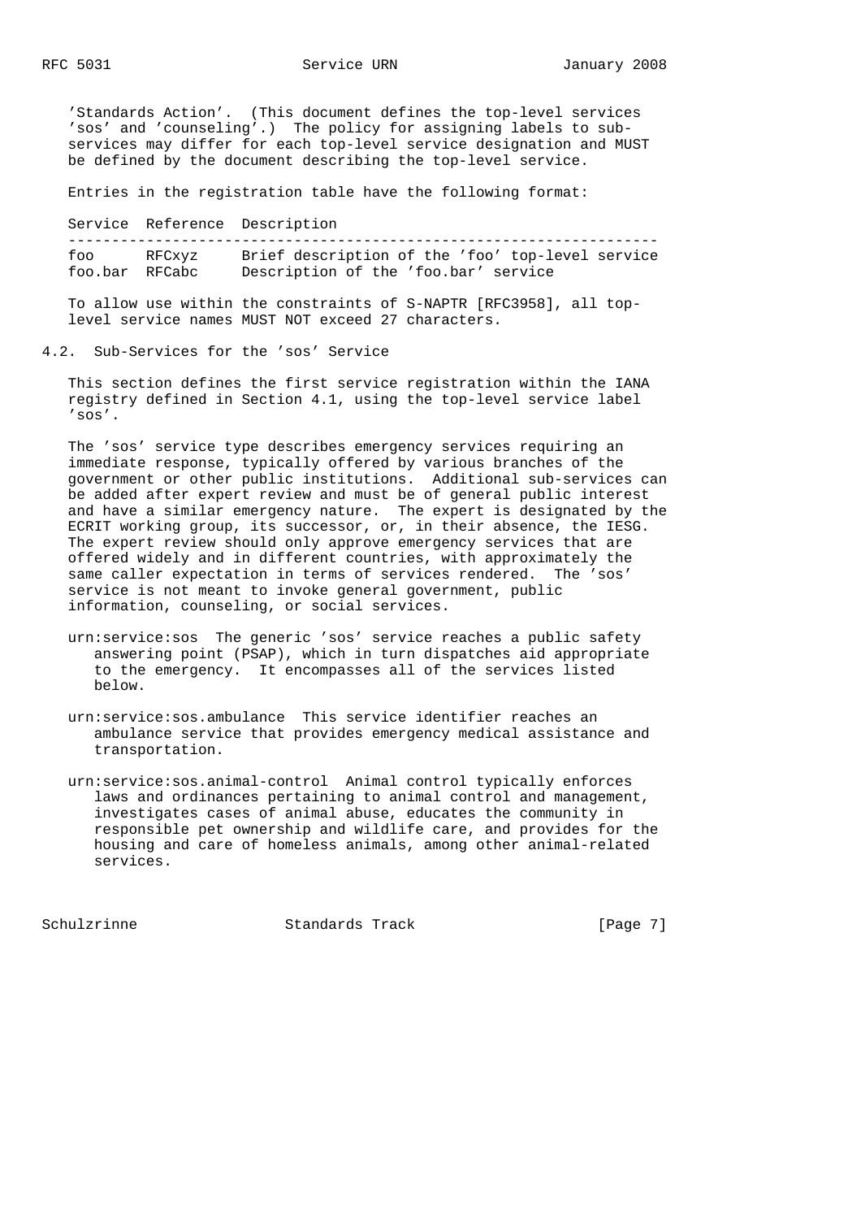'Standards Action'. (This document defines the top-level services 'sos' and 'counseling'.) The policy for assigning labels to sub-services may differ for each top-level service designation and MUST be defined by the document describing the top-level service.

Entries in the registration table have the following format:

| Service | Reference | Description |
|---|---|---|
| foo | RFCxyz | Brief description of the 'foo' top-level service |
| foo.bar | RFCabc | Description of the 'foo.bar' service |

To allow use within the constraints of S-NAPTR [RFC3958], all top-level service names MUST NOT exceed 27 characters.

### 4.2. Sub-Services for the 'sos' Service

This section defines the first service registration within the IANA registry defined in Section 4.1, using the top-level service label 'sos'.

The 'sos' service type describes emergency services requiring an immediate response, typically offered by various branches of the government or other public institutions. Additional sub-services can be added after expert review and must be of general public interest and have a similar emergency nature. The expert is designated by the ECRIT working group, its successor, or, in their absence, the IESG. The expert review should only approve emergency services that are offered widely and in different countries, with approximately the same caller expectation in terms of services rendered. The 'sos' service is not meant to invoke general government, public information, counseling, or social services.

urn:service:sos The generic 'sos' service reaches a public safety answering point (PSAP), which in turn dispatches aid appropriate to the emergency. It encompasses all of the services listed below.

urn:service:sos.ambulance This service identifier reaches an ambulance service that provides emergency medical assistance and transportation.

urn:service:sos.animal-control Animal control typically enforces laws and ordinances pertaining to animal control and management, investigates cases of animal abuse, educates the community in responsible pet ownership and wildlife care, and provides for the housing and care of homeless animals, among other animal-related services.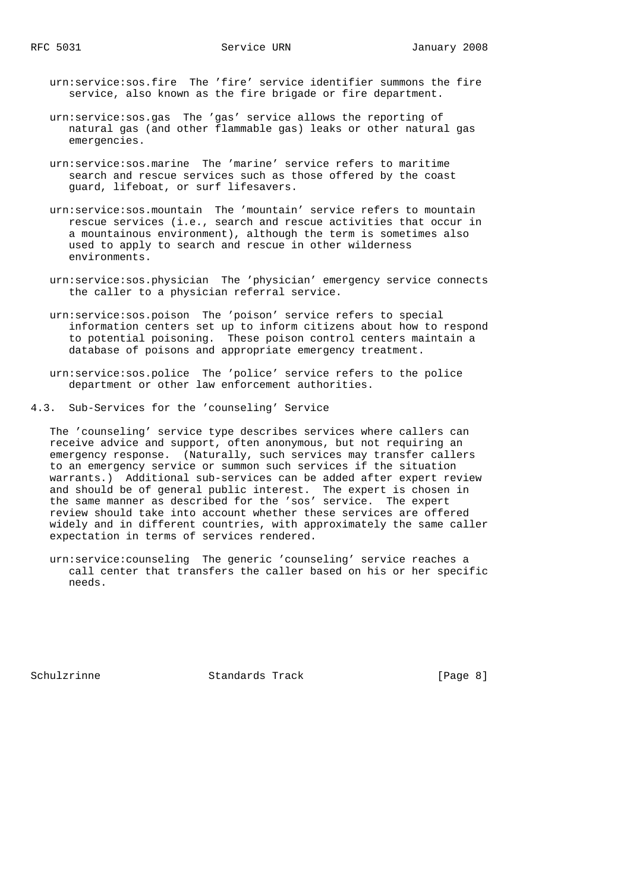urn:service:sos.fire The 'fire' service identifier summons the fire service, also known as the fire brigade or fire department.

urn:service:sos.gas The 'gas' service allows the reporting of natural gas (and other flammable gas) leaks or other natural gas emergencies.

urn:service:sos.marine The 'marine' service refers to maritime search and rescue services such as those offered by the coast guard, lifeboat, or surf lifesavers.

urn:service:sos.mountain The 'mountain' service refers to mountain rescue services (i.e., search and rescue activities that occur in a mountainous environment), although the term is sometimes also used to apply to search and rescue in other wilderness environments.

urn:service:sos.physician The 'physician' emergency service connects the caller to a physician referral service.

urn:service:sos.poison The 'poison' service refers to special information centers set up to inform citizens about how to respond to potential poisoning. These poison control centers maintain a database of poisons and appropriate emergency treatment.

urn:service:sos.police The 'police' service refers to the police department or other law enforcement authorities.

### 4.3. Sub-Services for the 'counseling' Service

The 'counseling' service type describes services where callers can receive advice and support, often anonymous, but not requiring an emergency response. (Naturally, such services may transfer callers to an emergency service or summon such services if the situation warrants.) Additional sub-services can be added after expert review and should be of general public interest. The expert is chosen in the same manner as described for the 'sos' service. The expert review should take into account whether these services are offered widely and in different countries, with approximately the same caller expectation in terms of services rendered.

urn:service:counseling The generic 'counseling' service reaches a call center that transfers the caller based on his or her specific needs.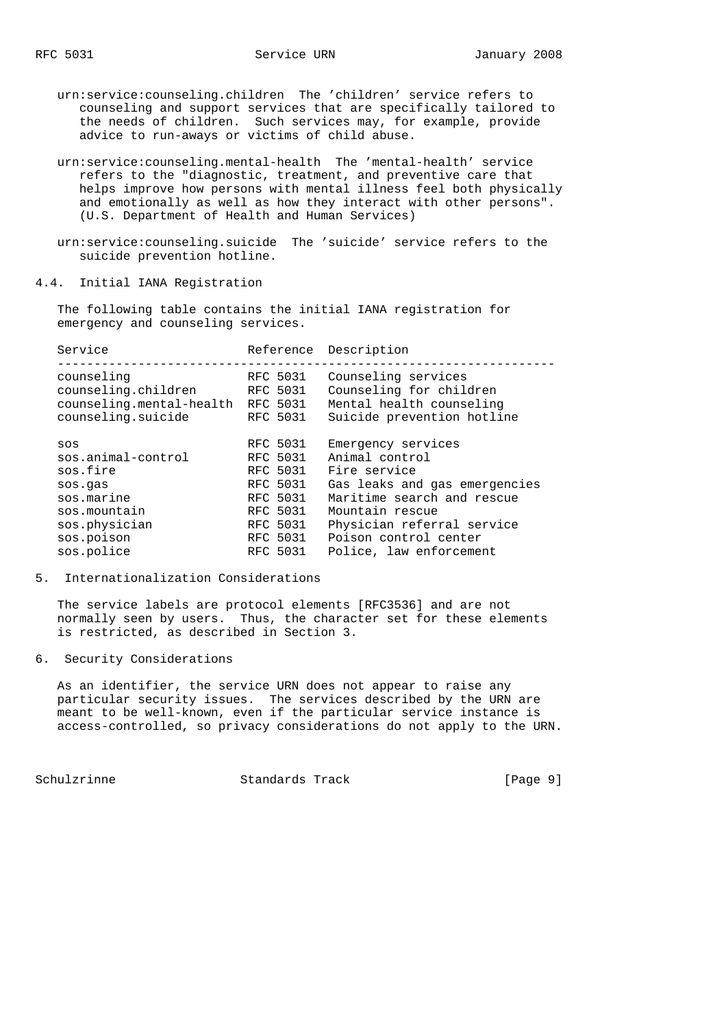urn:service:counseling.children The 'children' service refers to counseling and support services that are specifically tailored to the needs of children. Such services may, for example, provide advice to run-aways or victims of child abuse.

urn:service:counseling.mental-health The 'mental-health' service refers to the "diagnostic, treatment, and preventive care that helps improve how persons with mental illness feel both physically and emotionally as well as how they interact with other persons". (U.S. Department of Health and Human Services)

urn:service:counseling.suicide The 'suicide' service refers to the suicide prevention hotline.

## 4.4. Initial IANA Registration

The following table contains the initial IANA registration for emergency and counseling services.

| Service | Reference | Description |
|---|---|---|
| counseling | RFC 5031 | Counseling services |
| counseling.children | RFC 5031 | Counseling for children |
| counseling.mental-health | RFC 5031 | Mental health counseling |
| counseling.suicide | RFC 5031 | Suicide prevention hotline |
| sos | RFC 5031 | Emergency services |
| sos.animal-control | RFC 5031 | Animal control |
| sos.fire | RFC 5031 | Fire service |
| sos.gas | RFC 5031 | Gas leaks and gas emergencies |
| sos.marine | RFC 5031 | Maritime search and rescue |
| sos.mountain | RFC 5031 | Mountain rescue |
| sos.physician | RFC 5031 | Physician referral service |
| sos.poison | RFC 5031 | Poison control center |
| sos.police | RFC 5031 | Police, law enforcement |

## 5. Internationalization Considerations

The service labels are protocol elements [RFC3536] and are not normally seen by users. Thus, the character set for these elements is restricted, as described in Section 3.

## 6. Security Considerations

As an identifier, the service URN does not appear to raise any particular security issues. The services described by the URN are meant to be well-known, even if the particular service instance is access-controlled, so privacy considerations do not apply to the URN.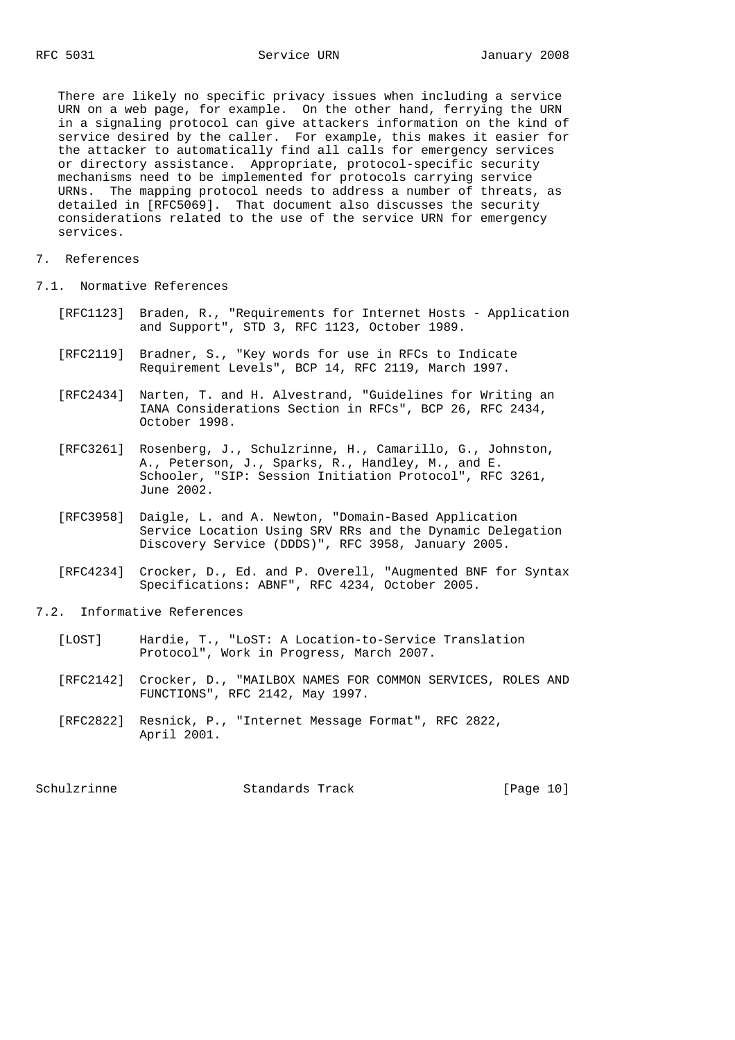There are likely no specific privacy issues when including a service URN on a web page, for example. On the other hand, ferrying the URN in a signaling protocol can give attackers information on the kind of service desired by the caller. For example, this makes it easier for the attacker to automatically find all calls for emergency services or directory assistance. Appropriate, protocol-specific security mechanisms need to be implemented for protocols carrying service URNs. The mapping protocol needs to address a number of threats, as detailed in [RFC5069]. That document also discusses the security considerations related to the use of the service URN for emergency services.

## 7. References

### 7.1. Normative References

[RFC1123] Braden, R., "Requirements for Internet Hosts - Application and Support", STD 3, RFC 1123, October 1989.

[RFC2119] Bradner, S., "Key words for use in RFCs to Indicate Requirement Levels", BCP 14, RFC 2119, March 1997.

[RFC2434] Narten, T. and H. Alvestrand, "Guidelines for Writing an IANA Considerations Section in RFCs", BCP 26, RFC 2434, October 1998.

[RFC3261] Rosenberg, J., Schulzrinne, H., Camarillo, G., Johnston, A., Peterson, J., Sparks, R., Handley, M., and E. Schooler, "SIP: Session Initiation Protocol", RFC 3261, June 2002.

[RFC3958] Daigle, L. and A. Newton, "Domain-Based Application Service Location Using SRV RRs and the Dynamic Delegation Discovery Service (DDDS)", RFC 3958, January 2005.

[RFC4234] Crocker, D., Ed. and P. Overell, "Augmented BNF for Syntax Specifications: ABNF", RFC 4234, October 2005.

### 7.2. Informative References

[LOST] Hardie, T., "LoST: A Location-to-Service Translation Protocol", Work in Progress, March 2007.

[RFC2142] Crocker, D., "MAILBOX NAMES FOR COMMON SERVICES, ROLES AND FUNCTIONS", RFC 2142, May 1997.

[RFC2822] Resnick, P., "Internet Message Format", RFC 2822, April 2001.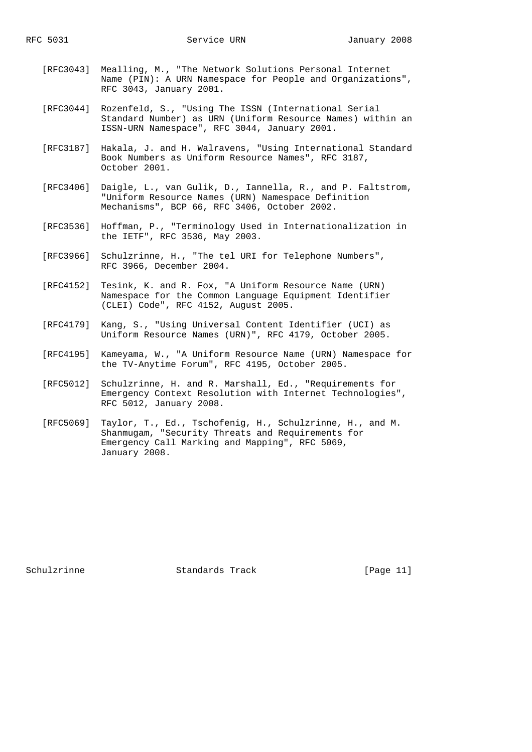[RFC3043] Mealling, M., "The Network Solutions Personal Internet Name (PIN): A URN Namespace for People and Organizations", RFC 3043, January 2001.

[RFC3044] Rozenfeld, S., "Using The ISSN (International Serial Standard Number) as URN (Uniform Resource Names) within an ISSN-URN Namespace", RFC 3044, January 2001.

[RFC3187] Hakala, J. and H. Walravens, "Using International Standard Book Numbers as Uniform Resource Names", RFC 3187, October 2001.

[RFC3406] Daigle, L., van Gulik, D., Iannella, R., and P. Faltstrom, "Uniform Resource Names (URN) Namespace Definition Mechanisms", BCP 66, RFC 3406, October 2002.

[RFC3536] Hoffman, P., "Terminology Used in Internationalization in the IETF", RFC 3536, May 2003.

[RFC3966] Schulzrinne, H., "The tel URI for Telephone Numbers", RFC 3966, December 2004.

[RFC4152] Tesink, K. and R. Fox, "A Uniform Resource Name (URN) Namespace for the Common Language Equipment Identifier (CLEI) Code", RFC 4152, August 2005.

[RFC4179] Kang, S., "Using Universal Content Identifier (UCI) as Uniform Resource Names (URN)", RFC 4179, October 2005.

[RFC4195] Kameyama, W., "A Uniform Resource Name (URN) Namespace for the TV-Anytime Forum", RFC 4195, October 2005.

[RFC5012] Schulzrinne, H. and R. Marshall, Ed., "Requirements for Emergency Context Resolution with Internet Technologies", RFC 5012, January 2008.

[RFC5069] Taylor, T., Ed., Tschofenig, H., Schulzrinne, H., and M. Shanmugam, "Security Threats and Requirements for Emergency Call Marking and Mapping", RFC 5069, January 2008.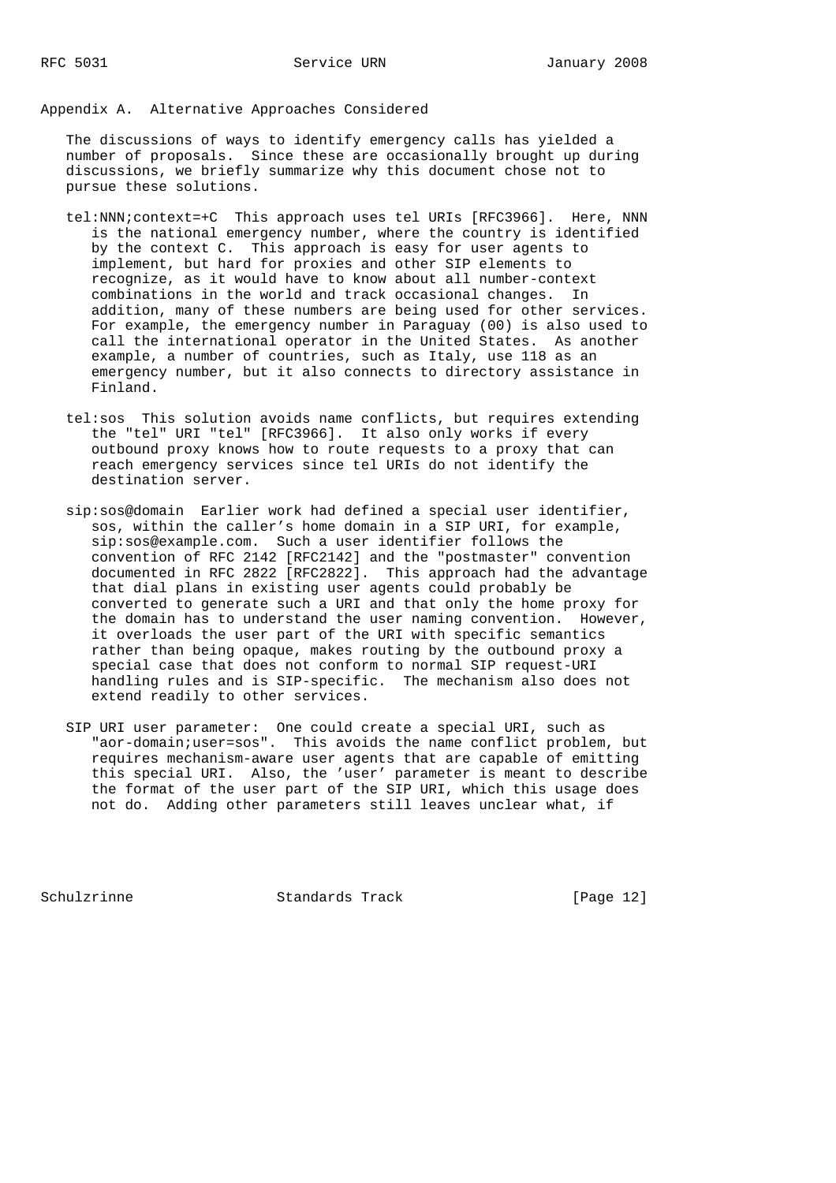## Appendix A. Alternative Approaches Considered

The discussions of ways to identify emergency calls has yielded a number of proposals. Since these are occasionally brought up during discussions, we briefly summarize why this document chose not to pursue these solutions.

tel:NNN;context=+C This approach uses tel URIs [RFC3966]. Here, NNN is the national emergency number, where the country is identified by the context C. This approach is easy for user agents to implement, but hard for proxies and other SIP elements to recognize, as it would have to know about all number-context combinations in the world and track occasional changes. In addition, many of these numbers are being used for other services. For example, the emergency number in Paraguay (00) is also used to call the international operator in the United States. As another example, a number of countries, such as Italy, use 118 as an emergency number, but it also connects to directory assistance in Finland.

tel:sos This solution avoids name conflicts, but requires extending the "tel" URI "tel" [RFC3966]. It also only works if every outbound proxy knows how to route requests to a proxy that can reach emergency services since tel URIs do not identify the destination server.

sip:sos@domain Earlier work had defined a special user identifier, sos, within the caller's home domain in a SIP URI, for example, sip:sos@example.com. Such a user identifier follows the convention of RFC 2142 [RFC2142] and the "postmaster" convention documented in RFC 2822 [RFC2822]. This approach had the advantage that dial plans in existing user agents could probably be converted to generate such a URI and that only the home proxy for the domain has to understand the user naming convention. However, it overloads the user part of the URI with specific semantics rather than being opaque, makes routing by the outbound proxy a special case that does not conform to normal SIP request-URI handling rules and is SIP-specific. The mechanism also does not extend readily to other services.

SIP URI user parameter: One could create a special URI, such as "aor-domain;user=sos". This avoids the name conflict problem, but requires mechanism-aware user agents that are capable of emitting this special URI. Also, the 'user' parameter is meant to describe the format of the user part of the SIP URI, which this usage does not do. Adding other parameters still leaves unclear what, if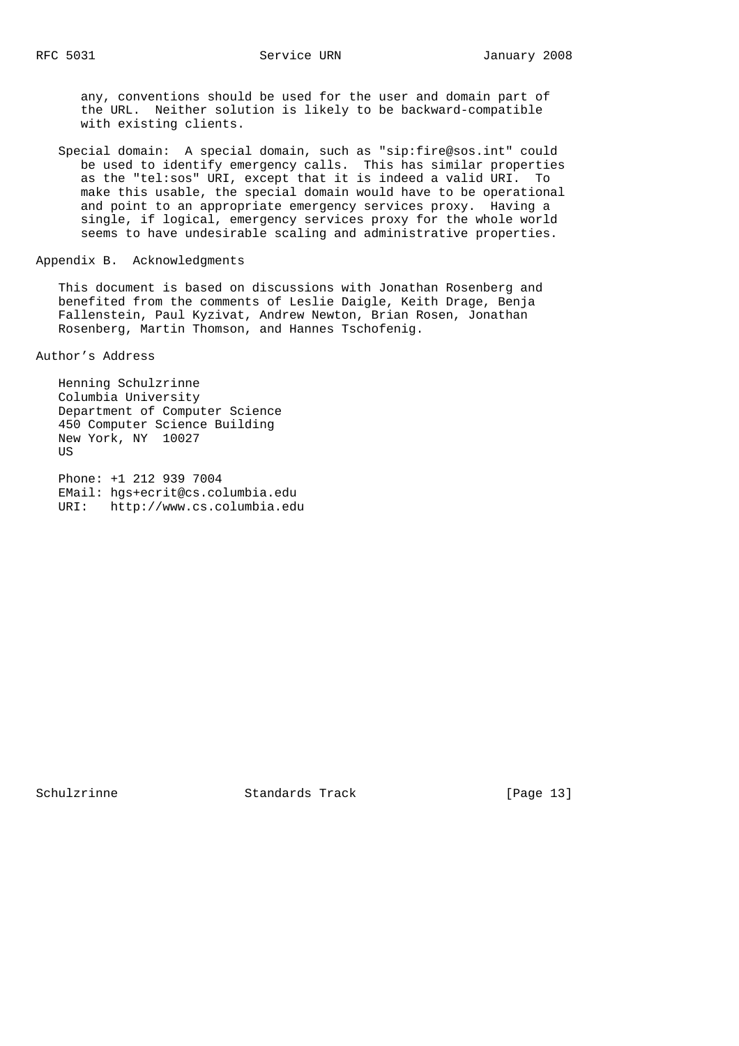any, conventions should be used for the user and domain part of the URL. Neither solution is likely to be backward-compatible with existing clients.

Special domain: A special domain, such as "sip:fire@sos.int" could be used to identify emergency calls. This has similar properties as the "tel:sos" URI, except that it is indeed a valid URI. To make this usable, the special domain would have to be operational and point to an appropriate emergency services proxy. Having a single, if logical, emergency services proxy for the whole world seems to have undesirable scaling and administrative properties.

## Appendix B. Acknowledgments

This document is based on discussions with Jonathan Rosenberg and benefited from the comments of Leslie Daigle, Keith Drage, Benja Fallenstein, Paul Kyzivat, Andrew Newton, Brian Rosen, Jonathan Rosenberg, Martin Thomson, and Hannes Tschofenig.

## Author's Address

Henning Schulzrinne
Columbia University
Department of Computer Science
450 Computer Science Building
New York, NY 10027
US

Phone: +1 212 939 7004
EMail: hgs+ecrit@cs.columbia.edu
URI: http://www.cs.columbia.edu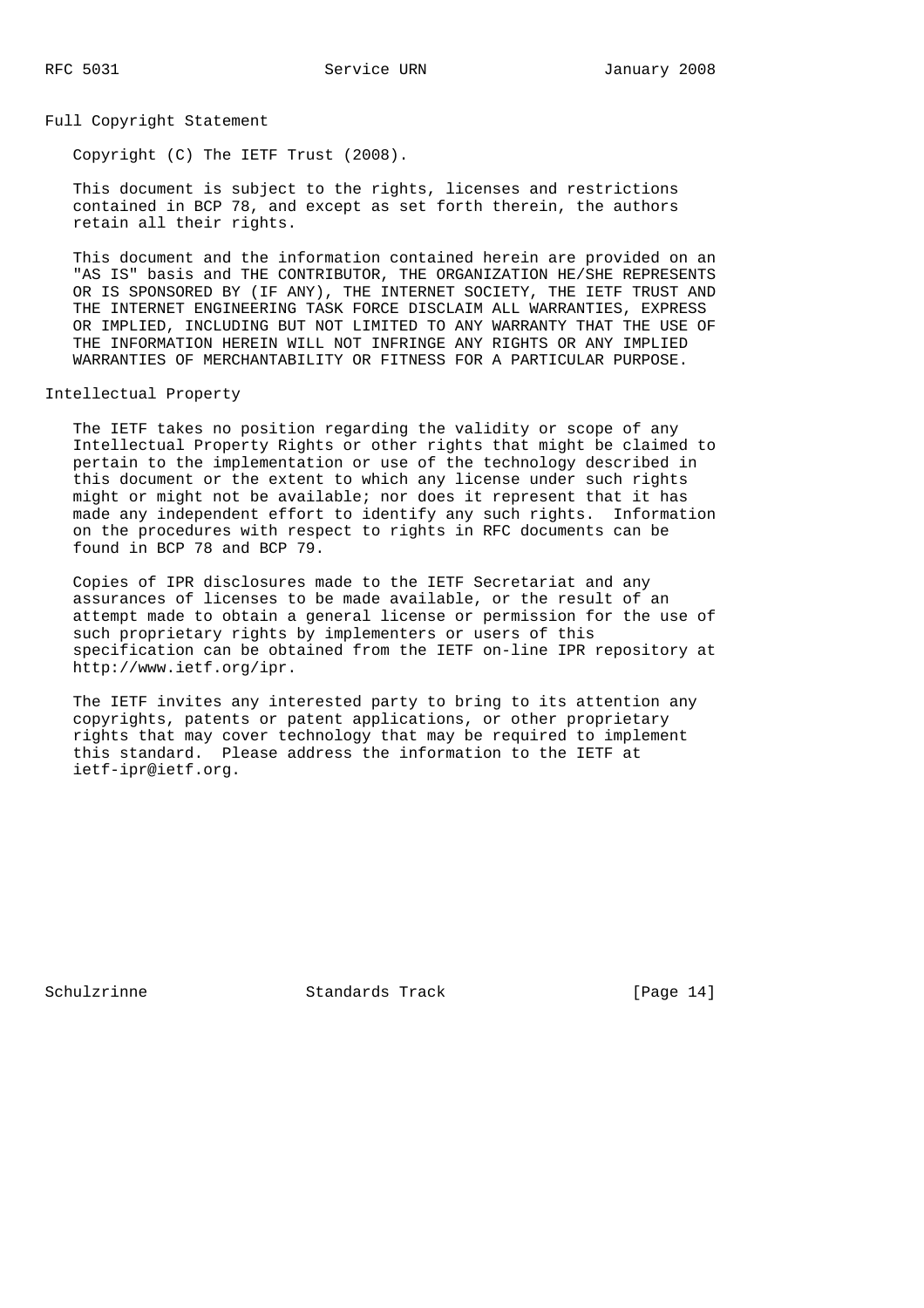## Full Copyright Statement

Copyright (C) The IETF Trust (2008).

This document is subject to the rights, licenses and restrictions contained in BCP 78, and except as set forth therein, the authors retain all their rights.

This document and the information contained herein are provided on an "AS IS" basis and THE CONTRIBUTOR, THE ORGANIZATION HE/SHE REPRESENTS OR IS SPONSORED BY (IF ANY), THE INTERNET SOCIETY, THE IETF TRUST AND THE INTERNET ENGINEERING TASK FORCE DISCLAIM ALL WARRANTIES, EXPRESS OR IMPLIED, INCLUDING BUT NOT LIMITED TO ANY WARRANTY THAT THE USE OF THE INFORMATION HEREIN WILL NOT INFRINGE ANY RIGHTS OR ANY IMPLIED WARRANTIES OF MERCHANTABILITY OR FITNESS FOR A PARTICULAR PURPOSE.

## Intellectual Property

The IETF takes no position regarding the validity or scope of any Intellectual Property Rights or other rights that might be claimed to pertain to the implementation or use of the technology described in this document or the extent to which any license under such rights might or might not be available; nor does it represent that it has made any independent effort to identify any such rights. Information on the procedures with respect to rights in RFC documents can be found in BCP 78 and BCP 79.

Copies of IPR disclosures made to the IETF Secretariat and any assurances of licenses to be made available, or the result of an attempt made to obtain a general license or permission for the use of such proprietary rights by implementers or users of this specification can be obtained from the IETF on-line IPR repository at http://www.ietf.org/ipr.

The IETF invites any interested party to bring to its attention any copyrights, patents or patent applications, or other proprietary rights that may cover technology that may be required to implement this standard. Please address the information to the IETF at ietf-ipr@ietf.org.